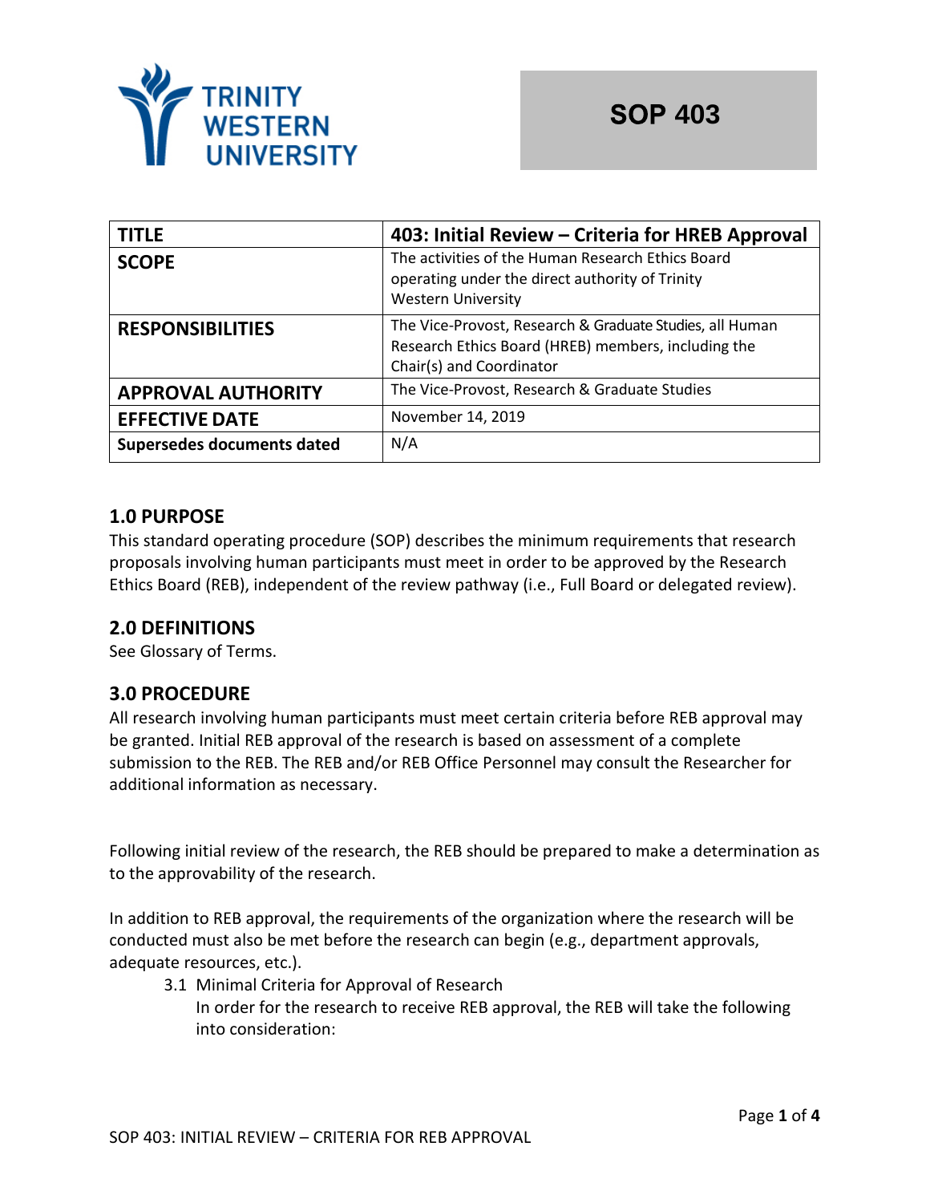TRINITY WESTERN UNIVERSITY

**SOP 403**

| **TITLE** | **403: Initial Review – Criteria for HREB Approval** |
|---|---|
| **SCOPE** | The activities of the Human Research Ethics Board operating under the direct authority of Trinity Western University |
| **RESPONSIBILITIES** | The Vice-Provost, Research & Graduate Studies, all Human Research Ethics Board (HREB) members, including the Chair(s) and Coordinator |
| **APPROVAL AUTHORITY** | The Vice-Provost, Research & Graduate Studies |
| **EFFECTIVE DATE** | November 14, 2019 |
| **Supersedes documents dated** | N/A |

## 1.0 PURPOSE

This standard operating procedure (SOP) describes the minimum requirements that research proposals involving human participants must meet in order to be approved by the Research Ethics Board (REB), independent of the review pathway (i.e., Full Board or delegated review).

## 2.0 DEFINITIONS

See Glossary of Terms.

## 3.0 PROCEDURE

All research involving human participants must meet certain criteria before REB approval may be granted. Initial REB approval of the research is based on assessment of a complete submission to the REB. The REB and/or REB Office Personnel may consult the Researcher for additional information as necessary.

Following initial review of the research, the REB should be prepared to make a determination as to the approvability of the research.

In addition to REB approval, the requirements of the organization where the research will be conducted must also be met before the research can begin (e.g., department approvals, adequate resources, etc.).

3.1 Minimal Criteria for Approval of Research

In order for the research to receive REB approval, the REB will take the following into consideration: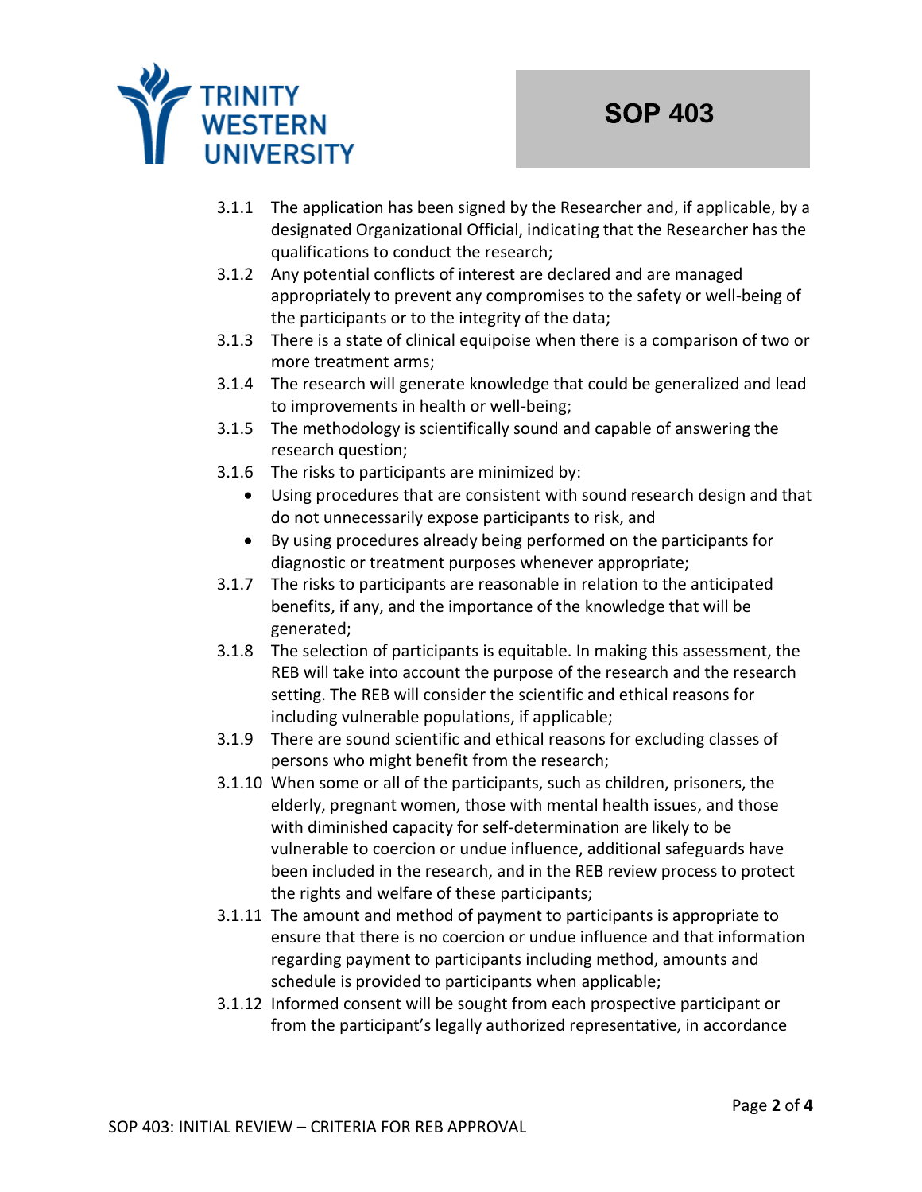3.1.1 The application has been signed by the Researcher and, if applicable, by a designated Organizational Official, indicating that the Researcher has the qualifications to conduct the research;

3.1.2 Any potential conflicts of interest are declared and are managed appropriately to prevent any compromises to the safety or well-being of the participants or to the integrity of the data;

3.1.3 There is a state of clinical equipoise when there is a comparison of two or more treatment arms;

3.1.4 The research will generate knowledge that could be generalized and lead to improvements in health or well-being;

3.1.5 The methodology is scientifically sound and capable of answering the research question;

3.1.6 The risks to participants are minimized by:

- Using procedures that are consistent with sound research design and that do not unnecessarily expose participants to risk, and
- By using procedures already being performed on the participants for diagnostic or treatment purposes whenever appropriate;

3.1.7 The risks to participants are reasonable in relation to the anticipated benefits, if any, and the importance of the knowledge that will be generated;

3.1.8 The selection of participants is equitable. In making this assessment, the REB will take into account the purpose of the research and the research setting. The REB will consider the scientific and ethical reasons for including vulnerable populations, if applicable;

3.1.9 There are sound scientific and ethical reasons for excluding classes of persons who might benefit from the research;

3.1.10 When some or all of the participants, such as children, prisoners, the elderly, pregnant women, those with mental health issues, and those with diminished capacity for self-determination are likely to be vulnerable to coercion or undue influence, additional safeguards have been included in the research, and in the REB review process to protect the rights and welfare of these participants;

3.1.11 The amount and method of payment to participants is appropriate to ensure that there is no coercion or undue influence and that information regarding payment to participants including method, amounts and schedule is provided to participants when applicable;

3.1.12 Informed consent will be sought from each prospective participant or from the participant's legally authorized representative, in accordance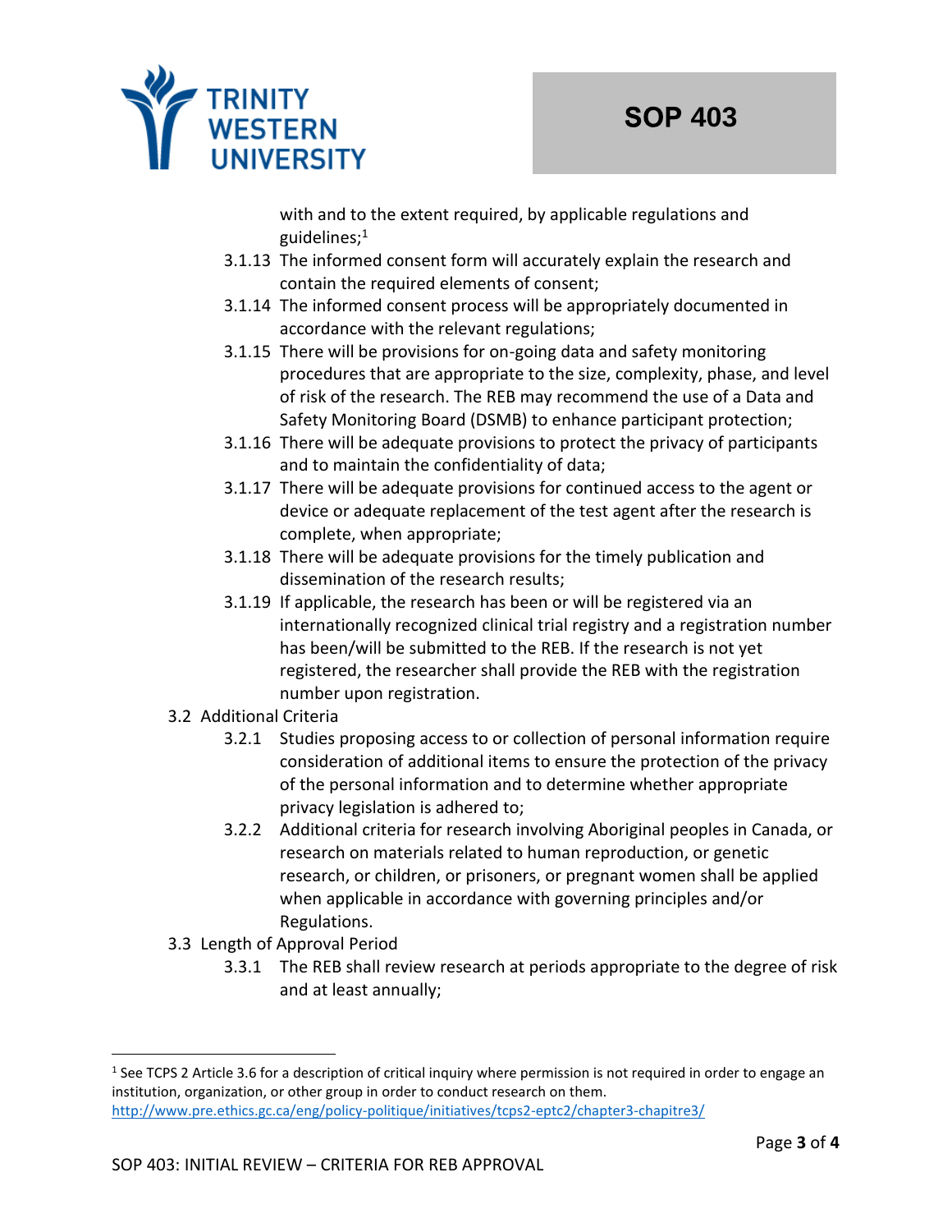with and to the extent required, by applicable regulations and guidelines;[1]

- 3.1.13 The informed consent form will accurately explain the research and contain the required elements of consent;
- 3.1.14 The informed consent process will be appropriately documented in accordance with the relevant regulations;
- 3.1.15 There will be provisions for on-going data and safety monitoring procedures that are appropriate to the size, complexity, phase, and level of risk of the research. The REB may recommend the use of a Data and Safety Monitoring Board (DSMB) to enhance participant protection;
- 3.1.16 There will be adequate provisions to protect the privacy of participants and to maintain the confidentiality of data;
- 3.1.17 There will be adequate provisions for continued access to the agent or device or adequate replacement of the test agent after the research is complete, when appropriate;
- 3.1.18 There will be adequate provisions for the timely publication and dissemination of the research results;
- 3.1.19 If applicable, the research has been or will be registered via an internationally recognized clinical trial registry and a registration number has been/will be submitted to the REB. If the research is not yet registered, the researcher shall provide the REB with the registration number upon registration.

3.2 Additional Criteria

- 3.2.1 Studies proposing access to or collection of personal information require consideration of additional items to ensure the protection of the privacy of the personal information and to determine whether appropriate privacy legislation is adhered to;
- 3.2.2 Additional criteria for research involving Aboriginal peoples in Canada, or research on materials related to human reproduction, or genetic research, or children, or prisoners, or pregnant women shall be applied when applicable in accordance with governing principles and/or Regulations.

3.3 Length of Approval Period

- 3.3.1 The REB shall review research at periods appropriate to the degree of risk and at least annually;

---

[1] See TCPS 2 Article 3.6 for a description of critical inquiry where permission is not required in order to engage an institution, organization, or other group in order to conduct research on them. http://www.pre.ethics.gc.ca/eng/policy-politique/initiatives/tcps2-eptc2/chapter3-chapitre3/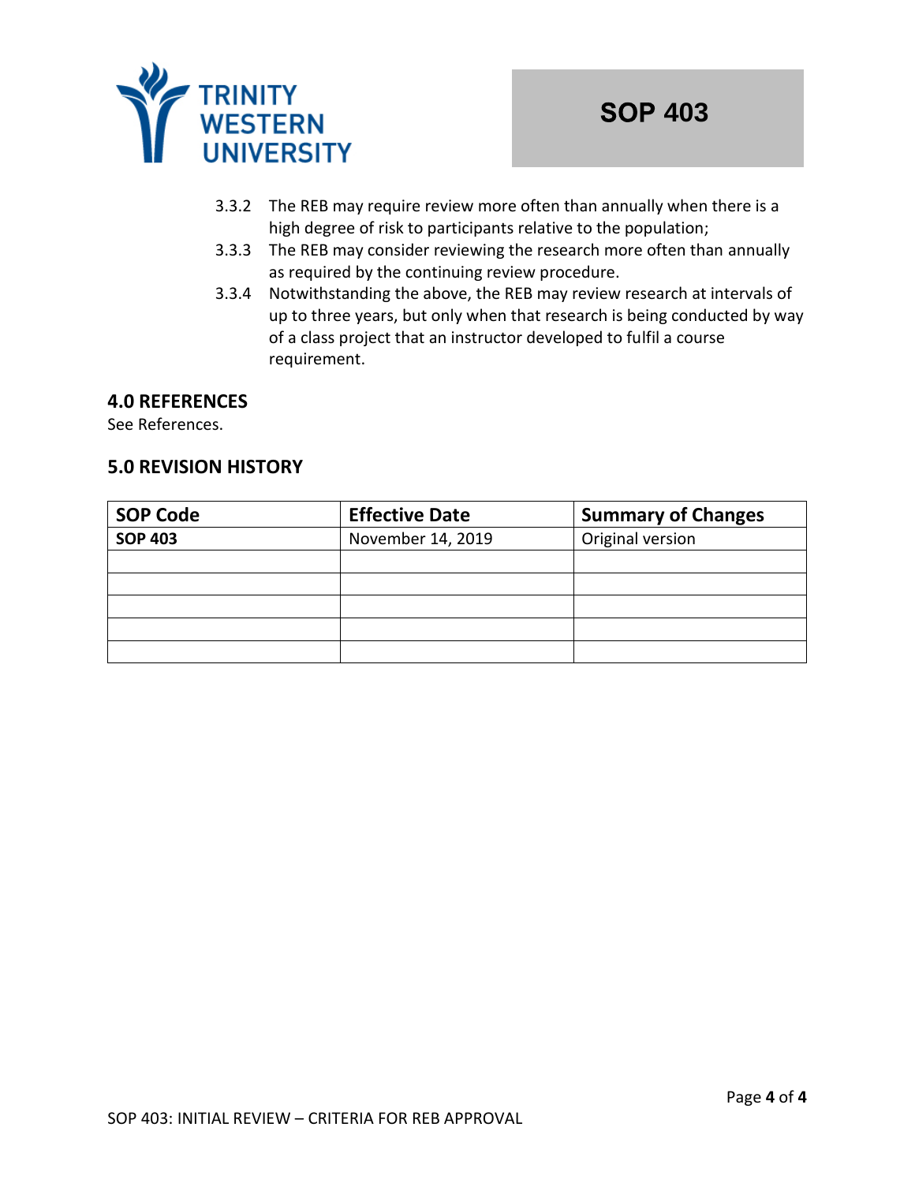3.3.2 The REB may require review more often than annually when there is a high degree of risk to participants relative to the population;

3.3.3 The REB may consider reviewing the research more often than annually as required by the continuing review procedure.

3.3.4 Notwithstanding the above, the REB may review research at intervals of up to three years, but only when that research is being conducted by way of a class project that an instructor developed to fulfil a course requirement.

## 4.0 REFERENCES

See References.

## 5.0 REVISION HISTORY

| SOP Code | Effective Date | Summary of Changes |
| --- | --- | --- |
| **SOP 403** | November 14, 2019 | Original version |
| | | |
| | | |
| | | |
| | | |
| | | |